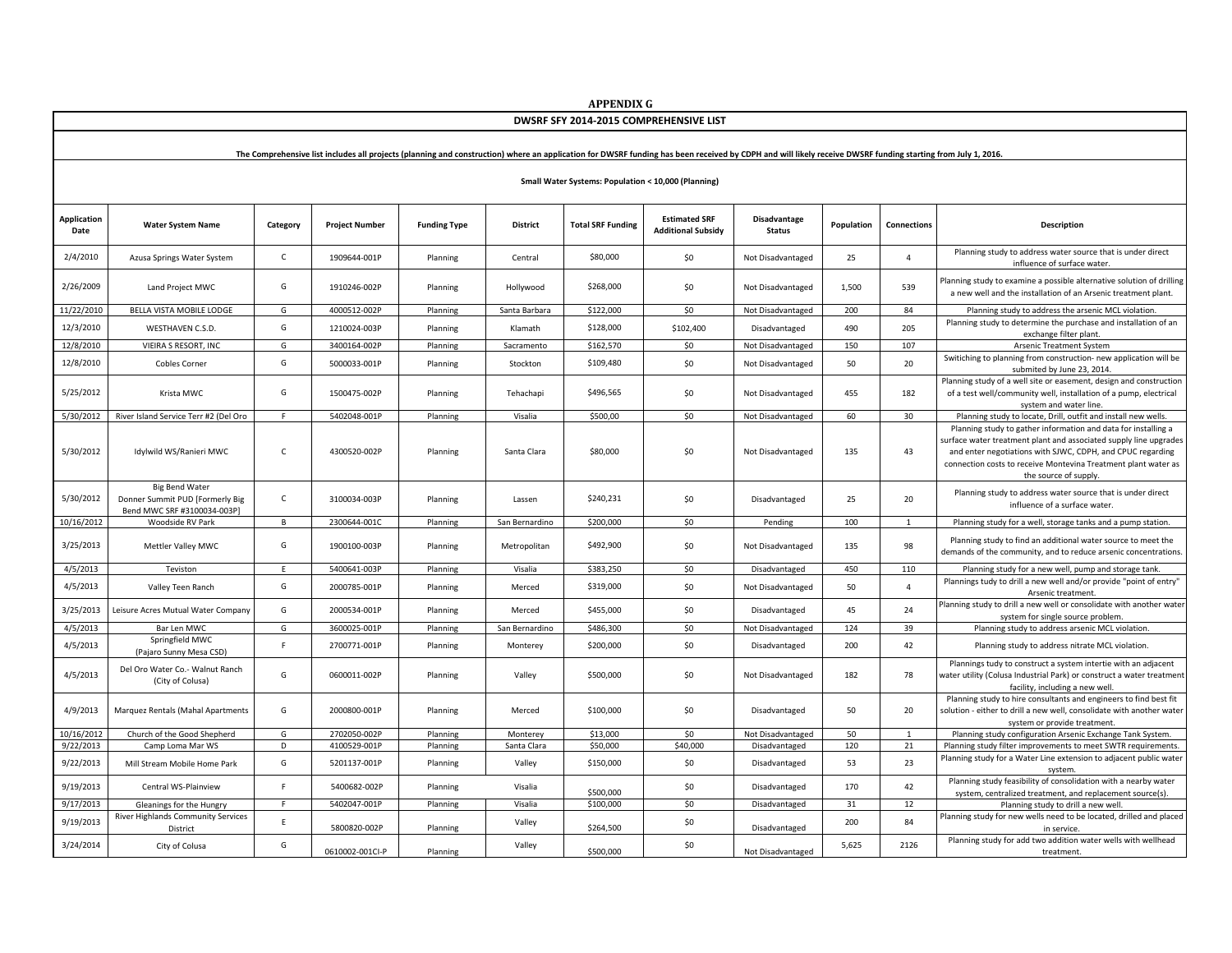# APPENDIX G

## DWSRF SFY 2014-2015 COMPREHENSIVE LIST

**The Comprehensive list includes all projects (planning and construction) where an application for DWSRF funding has been received by CDPH and will likely receive DWSRF funding starting from July 1, 2016.**

### Small Water Systems: Population < 10,000 (Planning)

| Application Date | Water System Name | Category | Project Number | Funding Type | District | Total SRF Funding | Estimated SRF Additional Subsidy | Disadvantage Status | Population | Connections | Description |
|---|---|---|---|---|---|---|---|---|---|---|---|
| 2/4/2010 | Azusa Springs Water System | C | 1909644-001P | Planning | Central | $80,000 | $0 | Not Disadvantaged | 25 | 4 | Planning study to address water source that is under direct influence of surface water. |
| 2/26/2009 | Land Project MWC | G | 1910246-002P | Planning | Hollywood | $268,000 | $0 | Not Disadvantaged | 1,500 | 539 | Planning study to examine a possible alternative solution of drilling a new well and the installation of an Arsenic treatment plant. |
| 11/22/2010 | BELLA VISTA MOBILE LODGE | G | 4000512-002P | Planning | Santa Barbara | $122,000 | $0 | Not Disadvantaged | 200 | 84 | Planning study to address the arsenic MCL violation. |
| 12/3/2010 | WESTHAVEN C.S.D. | G | 1210024-003P | Planning | Klamath | $128,000 | $102,400 | Disadvantaged | 490 | 205 | Planning study to determine the purchase and installation of an exchange filter plant. |
| 12/8/2010 | VIEIRA S RESORT, INC | G | 3400164-002P | Planning | Sacramento | $162,570 | $0 | Not Disadvantaged | 150 | 107 | Arsenic Treatment System |
| 12/8/2010 | Cobles Corner | G | 5000033-001P | Planning | Stockton | $109,480 | $0 | Not Disadvantaged | 50 | 20 | Switiching to planning from construction- new application will be submited by June 23, 2014. |
| 5/25/2012 | Krista MWC | G | 1500475-002P | Planning | Tehachapi | $496,565 | $0 | Not Disadvantaged | 455 | 182 | Planning study of a well site or easement, design and construction of a test well/community well, installation of a pump, electrical system and water line. |
| 5/30/2012 | River Island Service Terr #2 (Del Oro | F | 5402048-001P | Planning | Visalia | $500,00 | $0 | Not Disadvantaged | 60 | 30 | Planning study to locate, Drill, outfit and install new wells. |
| 5/30/2012 | Idylwild WS/Ranieri MWC | C | 4300520-002P | Planning | Santa Clara | $80,000 | $0 | Not Disadvantaged | 135 | 43 | Planning study to gather information and data for installing a surface water treatment plant and associated supply line upgrades and enter negotiations with SJWC, CDPH, and CPUC regarding connection costs to receive Montevina Treatment plant water as the source of supply. |
| 5/30/2012 | Big Bend Water Donner Summit PUD [Formerly Big Bend MWC SRF #3100034-003P] | C | 3100034-003P | Planning | Lassen | $240,231 | $0 | Disadvantaged | 25 | 20 | Planning study to address water source that is under direct influence of a surface water. |
| 10/16/2012 | Woodside RV Park | B | 2300644-001C | Planning | San Bernardino | $200,000 | $0 | Pending | 100 | 1 | Planning study for a well, storage tanks and a pump station. |
| 3/25/2013 | Mettler Valley MWC | G | 1900100-003P | Planning | Metropolitan | $492,900 | $0 | Not Disadvantaged | 135 | 98 | Planning study to find an additional water source to meet the demands of the community, and to reduce arsenic concentrations. |
| 4/5/2013 | Teviston | E | 5400641-003P | Planning | Visalia | $383,250 | $0 | Disadvantaged | 450 | 110 | Planning study for a new well, pump and storage tank. |
| 4/5/2013 | Valley Teen Ranch | G | 2000785-001P | Planning | Merced | $319,000 | $0 | Not Disadvantaged | 50 | 4 | Plannings tudy to drill a new well and/or provide "point of entry" Arsenic treatment. |
| 3/25/2013 | Leisure Acres Mutual Water Company | G | 2000534-001P | Planning | Merced | $455,000 | $0 | Disadvantaged | 45 | 24 | Planning study to drill a new well or consolidate with another water system for single source problem. |
| 4/5/2013 | Bar Len MWC | G | 3600025-001P | Planning | San Bernardino | $486,300 | $0 | Not Disadvantaged | 124 | 39 | Planning study to address arsenic MCL violation. |
| 4/5/2013 | Springfield MWC (Pajaro Sunny Mesa CSD) | F | 2700771-001P | Planning | Monterey | $200,000 | $0 | Disadvantaged | 200 | 42 | Planning study to address nitrate MCL violation. |
| 4/5/2013 | Del Oro Water Co.- Walnut Ranch (City of Colusa) | G | 0600011-002P | Planning | Valley | $500,000 | $0 | Not Disadvantaged | 182 | 78 | Plannings tudy to construct a system intertie with an adjacent water utility (Colusa Industrial Park) or construct a water treatment facility, including a new well. |
| 4/9/2013 | Marquez Rentals (Mahal Apartments | G | 2000800-001P | Planning | Merced | $100,000 | $0 | Disadvantaged | 50 | 20 | Planning study to hire consultants and engineers to find best fit solution - either to drill a new well, consolidate with another water system or provide treatment. |
| 10/16/2012 | Church of the Good Shepherd | G | 2702050-002P | Planning | Monterey | $13,000 | $0 | Not Disadvantaged | 50 | 1 | Planning study configuration Arsenic Exchange Tank System. |
| 9/22/2013 | Camp Loma Mar WS | D | 4100529-001P | Planning | Santa Clara | $50,000 | $40,000 | Disadvantaged | 120 | 21 | Planning study filter improvements to meet SWTR requirements. |
| 9/22/2013 | Mill Stream Mobile Home Park | G | 5201137-001P | Planning | Valley | $150,000 | $0 | Disadvantaged | 53 | 23 | Planning study for a Water Line extension to adjacent public water system. |
| 9/19/2013 | Central WS-Plainview | F | 5400682-002P | Planning | Visalia | $500,000 | $0 | Disadvantaged | 170 | 42 | Planning study feasibility of consolidation with a nearby water system, centralized treatment, and replacement source(s). |
| 9/17/2013 | Gleanings for the Hungry | F | 5402047-001P | Planning | Visalia | $100,000 | $0 | Disadvantaged | 31 | 12 | Planning study to drill a new well. |
| 9/19/2013 | River Highlands Community Services District | E | 5800820-002P | Planning | Valley | $264,500 | $0 | Disadvantaged | 200 | 84 | Planning study for new wells need to be located, drilled and placed in service. |
| 3/24/2014 | City of Colusa | G | 0610002-001CI-P | Planning | Valley | $500,000 | $0 | Not Disadvantaged | 5,625 | 2126 | Planning study for add two addition water wells with wellhead treatment. |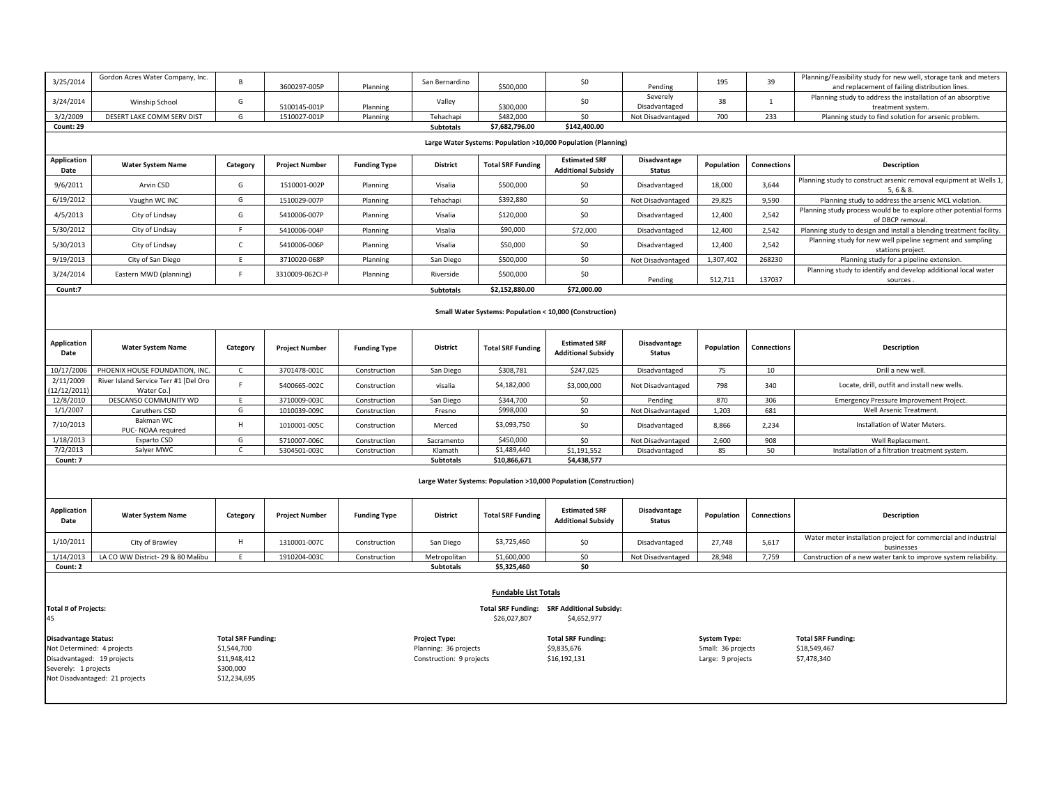| | | | | | | | | | | | |
|---|---|---|---|---|---|---|---|---|---|---|---|
| 3/25/2014 | Gordon Acres Water Company, Inc. | B | 3600297-005P | Planning | San Bernardino | $500,000 | $0 | Pending | 195 | 39 | Planning/Feasibility study for new well, storage tank and meters and replacement of failing distribution lines. |
| 3/24/2014 | Winship School | G | 5100145-001P | Planning | Valley | $300,000 | $0 | Severely Disadvantaged | 38 | 1 | Planning study to address the installation of an absorptive treatment system. |
| 3/2/2009 | DESERT LAKE COMM SERV DIST | G | 1510027-001P | Planning | Tehachapi | $482,000 | $0 | Not Disadvantaged | 700 | 233 | Planning study to find solution for arsenic problem. |
| **Count: 29** | | | | | **Subtotals** | **$7,682,796.00** | **$142,400.00** | | | | |

**Large Water Systems: Population >10,000 Population (Planning)**

| Application Date | Water System Name | Category | Project Number | Funding Type | District | Total SRF Funding | Estimated SRF Additional Subsidy | Disadvantage Status | Population | Connections | Description |
|---|---|---|---|---|---|---|---|---|---|---|---|
| 9/6/2011 | Arvin CSD | G | 1510001-002P | Planning | Visalia | $500,000 | $0 | Disadvantaged | 18,000 | 3,644 | Planning study to construct arsenic removal equipment at Wells 1, 5, 6 & 8. |
| 6/19/2012 | Vaughn WC INC | G | 1510029-007P | Planning | Tehachapi | $392,880 | $0 | Not Disadvantaged | 29,825 | 9,590 | Planning study to address the arsenic MCL violation. |
| 4/5/2013 | City of Lindsay | G | 5410006-007P | Planning | Visalia | $120,000 | $0 | Disadvantaged | 12,400 | 2,542 | Planning study process would be to explore other potential forms of DBCP removal. |
| 5/30/2012 | City of Lindsay | F | 5410006-004P | Planning | Visalia | $90,000 | $72,000 | Disadvantaged | 12,400 | 2,542 | Planning study to design and install a blending treatment facility. |
| 5/30/2013 | City of Lindsay | C | 5410006-006P | Planning | Visalia | $50,000 | $0 | Disadvantaged | 12,400 | 2,542 | Planning study for new well pipeline segment and sampling stations project. |
| 9/19/2013 | City of San Diego | E | 3710020-068P | Planning | San Diego | $500,000 | $0 | Not Disadvantaged | 1,307,402 | 268230 | Planning study for a pipeline extension. |
| 3/24/2014 | Eastern MWD (planning) | F | 3310009-062CI-P | Planning | Riverside | $500,000 | $0 | Pending | 512,711 | 137037 | Planning study to identify and develop additional local water sources . |
| **Count:7** | | | | | **Subtotals** | **$2,152,880.00** | **$72,000.00** | | | | |

**Small Water Systems: Population < 10,000 (Construction)**

| Application Date | Water System Name | Category | Project Number | Funding Type | District | Total SRF Funding | Estimated SRF Additional Subsidy | Disadvantage Status | Population | Connections | Description |
|---|---|---|---|---|---|---|---|---|---|---|---|
| 10/17/2006 | PHOENIX HOUSE FOUNDATION, INC. | C | 3701478-001C | Construction | San Diego | $308,781 | $247,025 | Disadvantaged | 75 | 10 | Drill a new well. |
| 2/11/2009 (12/12/2011) | River Island Service Terr #1 [Del Oro Water Co.] | F | 5400665-002C | Construction | visalia | $4,182,000 | $3,000,000 | Not Disadvantaged | 798 | 340 | Locate, drill, outfit and install new wells. |
| 12/8/2010 | DESCANSO COMMUNITY WD | E | 3710009-003C | Construction | San Diego | $344,700 | $0 | Pending | 870 | 306 | Emergency Pressure Improvement Project. |
| 1/1/2007 | Caruthers CSD | G | 1010039-009C | Construction | Fresno | $998,000 | $0 | Not Disadvantaged | 1,203 | 681 | Well Arsenic Treatment. |
| 7/10/2013 | Bakman WC PUC- NOAA required | H | 1010001-005C | Construction | Merced | $3,093,750 | $0 | Disadvantaged | 8,866 | 2,234 | Installation of Water Meters. |
| 1/18/2013 | Esparto CSD | G | 5710007-006C | Construction | Sacramento | $450,000 | $0 | Not Disadvantaged | 2,600 | 908 | Well Replacement. |
| 7/2/2013 | Salyer MWC | C | 5304501-003C | Construction | Klamath | $1,489,440 | $1,191,552 | Disadvantaged | 85 | 50 | Installation of a filtration treatment system. |
| **Count: 7** | | | | | **Subtotals** | **$10,866,671** | **$4,438,577** | | | | |

**Large Water Systems: Population >10,000 Population (Construction)**

| Application Date | Water System Name | Category | Project Number | Funding Type | District | Total SRF Funding | Estimated SRF Additional Subsidy | Disadvantage Status | Population | Connections | Description |
|---|---|---|---|---|---|---|---|---|---|---|---|
| 1/10/2011 | City of Brawley | H | 1310001-007C | Construction | San Diego | $3,725,460 | $0 | Disadvantaged | 27,748 | 5,617 | Water meter installation project for commercial and industrial businesses |
| 1/14/2013 | LA CO WW District- 29 & 80 Malibu | E | 1910204-003C | Construction | Metropolitan | $1,600,000 | $0 | Not Disadvantaged | 28,948 | 7,759 | Construction of a new water tank to improve system reliability. |
| **Count: 2** | | | | | **Subtotals** | **$5,325,460** | **$0** | | | | |

**Fundable List Totals**

**Total # of Projects:**
45

**Total SRF Funding:** $26,027,807
**SRF Additional Subsidy:** $4,652,977

| **Disadvantage Status:** | **Total SRF Funding:** |
|---|---|
| Not Determined: 4 projects | $1,544,700 |
| Disadvantaged: 19 projects | $11,948,412 |
| Severely: 1 projects | $300,000 |
| Not Disadvantaged: 21 projects | $12,234,695 |

| **Project Type:** | **Total SRF Funding:** |
|---|---|
| Planning: 36 projects | $9,835,676 |
| Construction: 9 projects | $16,192,131 |

| **System Type:** | **Total SRF Funding:** |
|---|---|
| Small: 36 projects | $18,549,467 |
| Large: 9 projects | $7,478,340 |